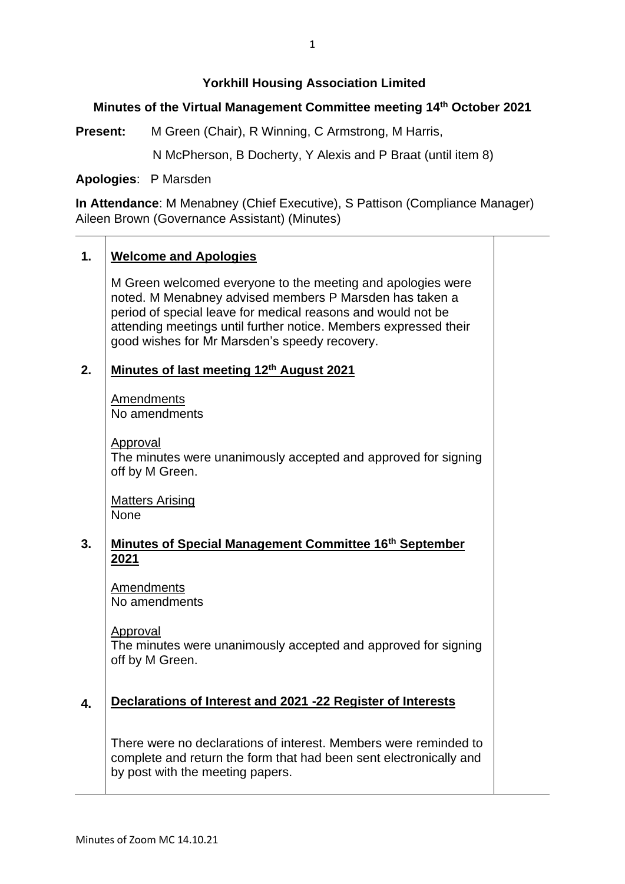**Yorkhill Housing Association Limited**

**Minutes of the Virtual Management Committee meeting 14th October 2021**

**Present:** M Green (Chair), R Winning, C Armstrong, M Harris, N McPherson, B Docherty, Y Alexis and P Braat (until item 8)

**Apologies**: P Marsden

**In Attendance**: M Menabney (Chief Executive), S Pattison (Compliance Manager) Aileen Brown (Governance Assistant) (Minutes)

| | | |
|---|---|---|
| **1.** | **Welcome and Apologies**<br><br>M Green welcomed everyone to the meeting and apologies were noted. M Menabney advised members P Marsden has taken a period of special leave for medical reasons and would not be attending meetings until further notice. Members expressed their good wishes for Mr Marsden's speedy recovery. | |
| **2.** | **Minutes of last meeting 12th August 2021**<br><br>Amendments<br>No amendments<br><br>Approval<br>The minutes were unanimously accepted and approved for signing off by M Green.<br><br>Matters Arising<br>None | |
| **3.** | **Minutes of Special Management Committee 16th September 2021**<br><br>Amendments<br>No amendments<br><br>Approval<br>The minutes were unanimously accepted and approved for signing off by M Green. | |
| **4.** | **Declarations of Interest and 2021 -22 Register of Interests**<br><br>There were no declarations of interest. Members were reminded to complete and return the form that had been sent electronically and by post with the meeting papers. | |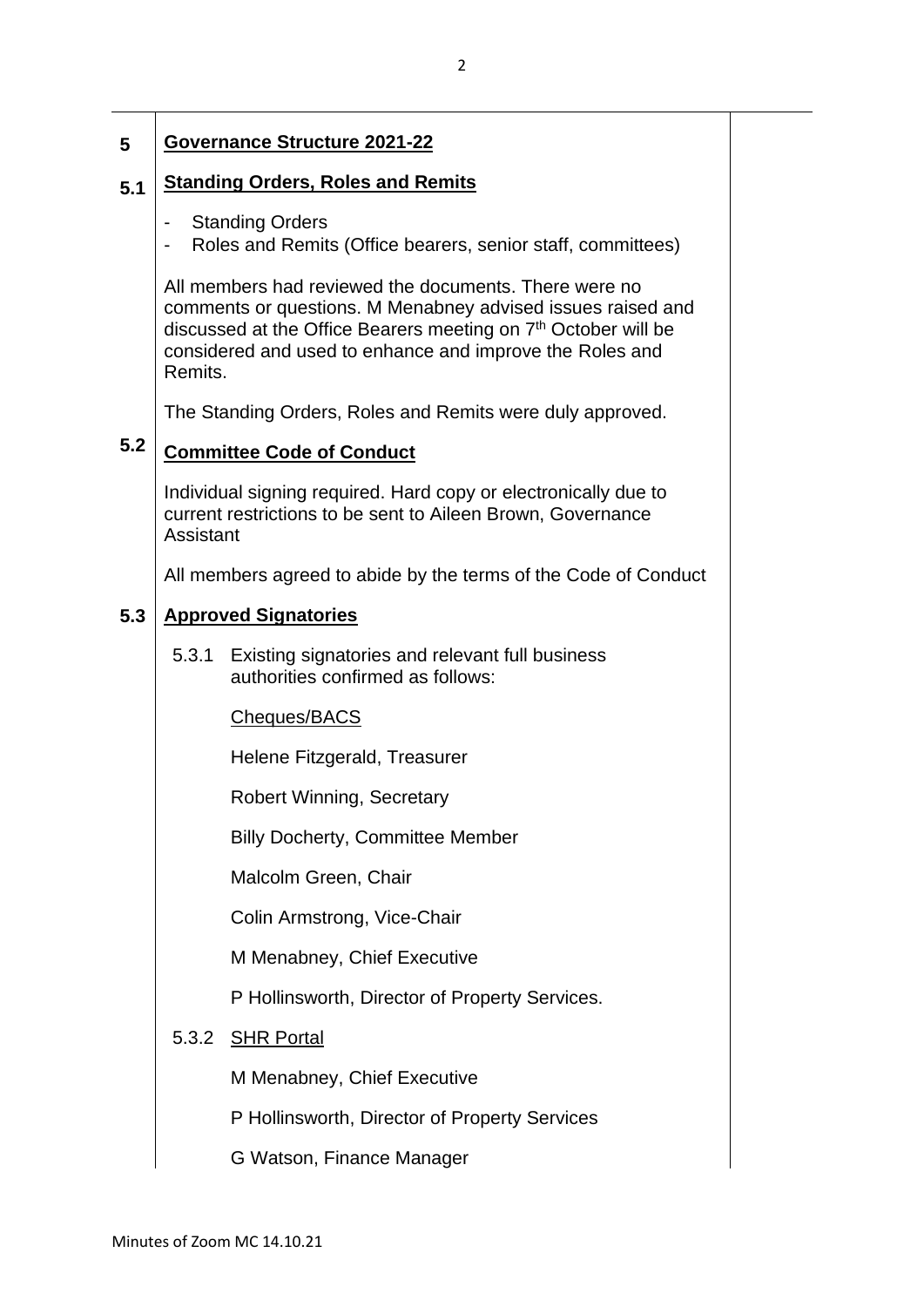## 5 Governance Structure 2021-22

### 5.1 Standing Orders, Roles and Remits

- Standing Orders
- Roles and Remits (Office bearers, senior staff, committees)

All members had reviewed the documents. There were no comments or questions. M Menabney advised issues raised and discussed at the Office Bearers meeting on 7th October will be considered and used to enhance and improve the Roles and Remits.

The Standing Orders, Roles and Remits were duly approved.

### 5.2 Committee Code of Conduct

Individual signing required. Hard copy or electronically due to current restrictions to be sent to Aileen Brown, Governance Assistant

All members agreed to abide by the terms of the Code of Conduct

### 5.3 Approved Signatories

5.3.1 Existing signatories and relevant full business authorities confirmed as follows:

Cheques/BACS

Helene Fitzgerald, Treasurer

Robert Winning, Secretary

Billy Docherty, Committee Member

Malcolm Green, Chair

Colin Armstrong, Vice-Chair

M Menabney, Chief Executive

P Hollinsworth, Director of Property Services.

5.3.2 SHR Portal

M Menabney, Chief Executive

P Hollinsworth, Director of Property Services

G Watson, Finance Manager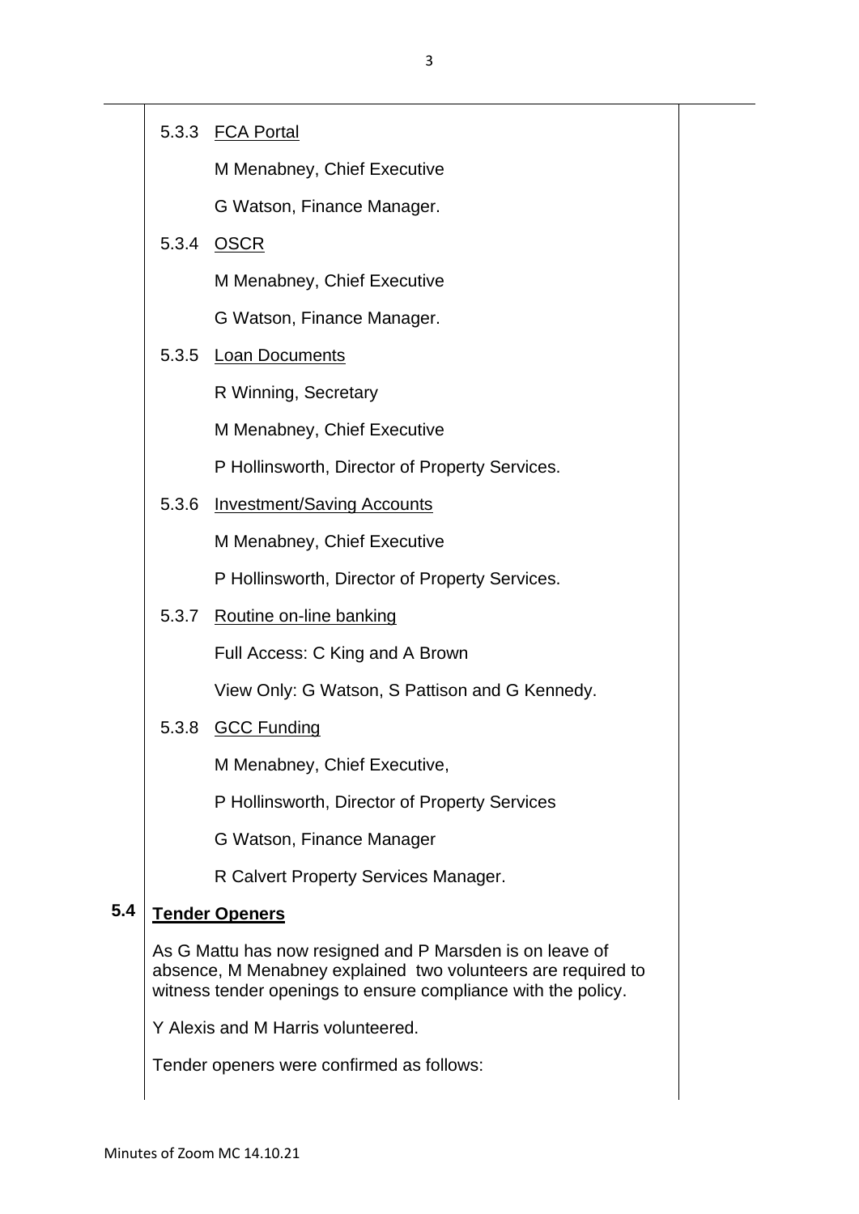5.3.3 <u>FCA Portal</u>

M Menabney, Chief Executive

G Watson, Finance Manager.

5.3.4 <u>OSCR</u>

M Menabney, Chief Executive

G Watson, Finance Manager.

5.3.5 <u>Loan Documents</u>

R Winning, Secretary

M Menabney, Chief Executive

P Hollinsworth, Director of Property Services.

5.3.6 <u>Investment/Saving Accounts</u>

M Menabney, Chief Executive

P Hollinsworth, Director of Property Services.

5.3.7 <u>Routine on-line banking</u>

Full Access: C King and A Brown

View Only: G Watson, S Pattison and G Kennedy.

5.3.8 <u>GCC Funding</u>

M Menabney, Chief Executive,

P Hollinsworth, Director of Property Services

G Watson, Finance Manager

R Calvert Property Services Manager.

**5.4 <u>Tender Openers</u>**

As G Mattu has now resigned and P Marsden is on leave of absence, M Menabney explained two volunteers are required to witness tender openings to ensure compliance with the policy.

Y Alexis and M Harris volunteered.

Tender openers were confirmed as follows: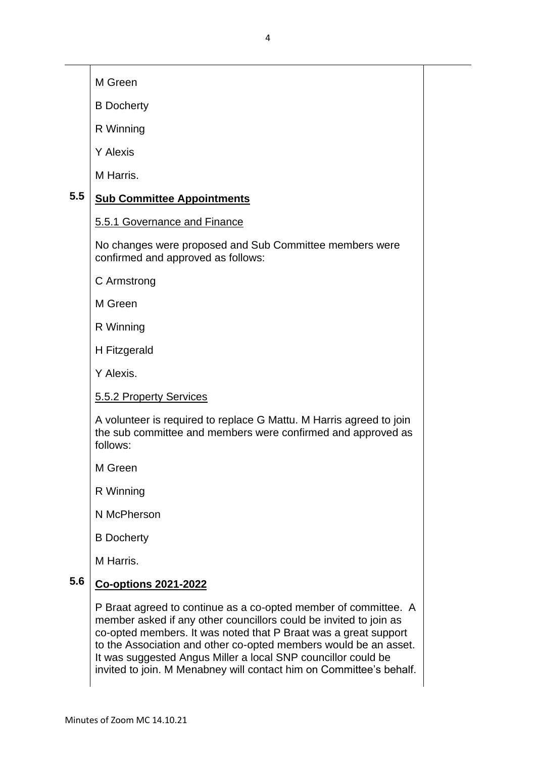M Green

B Docherty

R Winning

Y Alexis

M Harris.

**5.5 Sub Committee Appointments**

5.5.1 Governance and Finance

No changes were proposed and Sub Committee members were confirmed and approved as follows:

C Armstrong

M Green

R Winning

H Fitzgerald

Y Alexis.

5.5.2 Property Services

A volunteer is required to replace G Mattu. M Harris agreed to join the sub committee and members were confirmed and approved as follows:

M Green

R Winning

N McPherson

B Docherty

M Harris.

**5.6 Co-options 2021-2022**

P Braat agreed to continue as a co-opted member of committee. A member asked if any other councillors could be invited to join as co-opted members. It was noted that P Braat was a great support to the Association and other co-opted members would be an asset. It was suggested Angus Miller a local SNP councillor could be invited to join. M Menabney will contact him on Committee's behalf.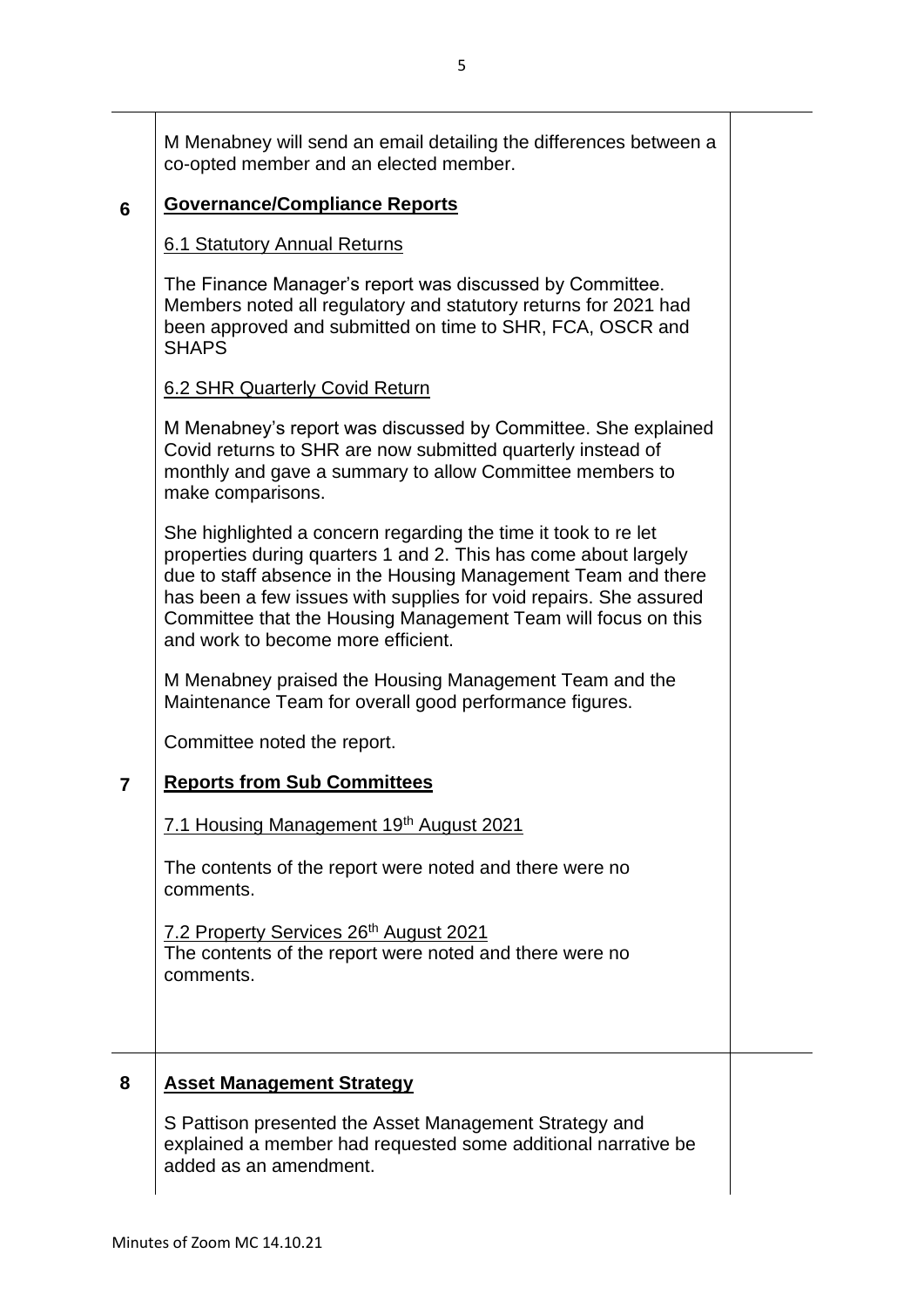M Menabney will send an email detailing the differences between a co-opted member and an elected member.

## 6 Governance/Compliance Reports

### 6.1 Statutory Annual Returns

The Finance Manager's report was discussed by Committee. Members noted all regulatory and statutory returns for 2021 had been approved and submitted on time to SHR, FCA, OSCR and SHAPS

### 6.2 SHR Quarterly Covid Return

M Menabney's report was discussed by Committee. She explained Covid returns to SHR are now submitted quarterly instead of monthly and gave a summary to allow Committee members to make comparisons.

She highlighted a concern regarding the time it took to re let properties during quarters 1 and 2. This has come about largely due to staff absence in the Housing Management Team and there has been a few issues with supplies for void repairs. She assured Committee that the Housing Management Team will focus on this and work to become more efficient.

M Menabney praised the Housing Management Team and the Maintenance Team for overall good performance figures.

Committee noted the report.

## 7 Reports from Sub Committees

### 7.1 Housing Management 19th August 2021

The contents of the report were noted and there were no comments.

### 7.2 Property Services 26th August 2021

The contents of the report were noted and there were no comments.

## 8 Asset Management Strategy

S Pattison presented the Asset Management Strategy and explained a member had requested some additional narrative be added as an amendment.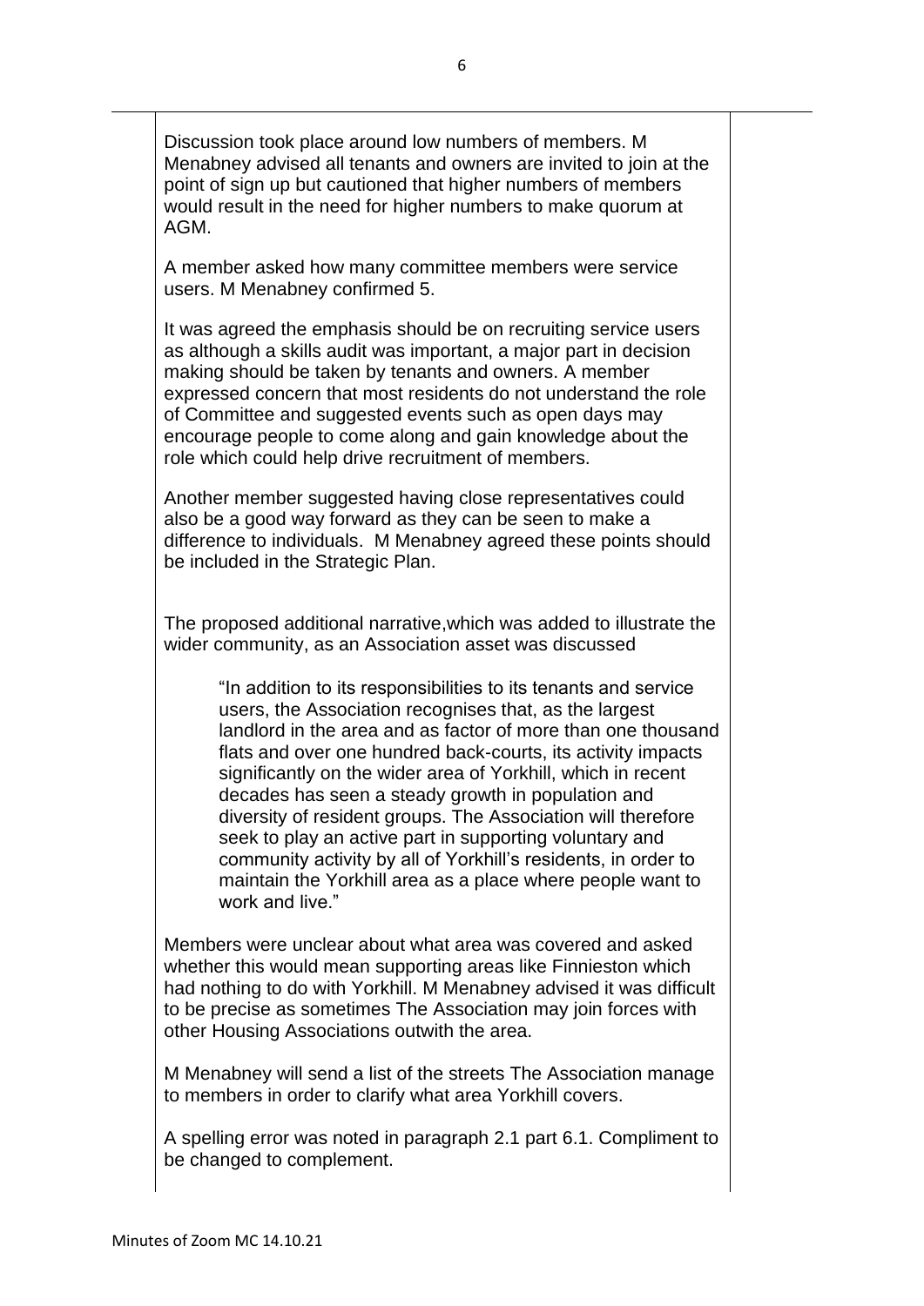Discussion took place around low numbers of members. M Menabney advised all tenants and owners are invited to join at the point of sign up but cautioned that higher numbers of members would result in the need for higher numbers to make quorum at AGM.

A member asked how many committee members were service users. M Menabney confirmed 5.

It was agreed the emphasis should be on recruiting service users as although a skills audit was important, a major part in decision making should be taken by tenants and owners. A member expressed concern that most residents do not understand the role of Committee and suggested events such as open days may encourage people to come along and gain knowledge about the role which could help drive recruitment of members.

Another member suggested having close representatives could also be a good way forward as they can be seen to make a difference to individuals. M Menabney agreed these points should be included in the Strategic Plan.

The proposed additional narrative,which was added to illustrate the wider community, as an Association asset was discussed

> "In addition to its responsibilities to its tenants and service users, the Association recognises that, as the largest landlord in the area and as factor of more than one thousand flats and over one hundred back-courts, its activity impacts significantly on the wider area of Yorkhill, which in recent decades has seen a steady growth in population and diversity of resident groups. The Association will therefore seek to play an active part in supporting voluntary and community activity by all of Yorkhill's residents, in order to maintain the Yorkhill area as a place where people want to work and live."

Members were unclear about what area was covered and asked whether this would mean supporting areas like Finnieston which had nothing to do with Yorkhill. M Menabney advised it was difficult to be precise as sometimes The Association may join forces with other Housing Associations outwith the area.

M Menabney will send a list of the streets The Association manage to members in order to clarify what area Yorkhill covers.

A spelling error was noted in paragraph 2.1 part 6.1. Compliment to be changed to complement.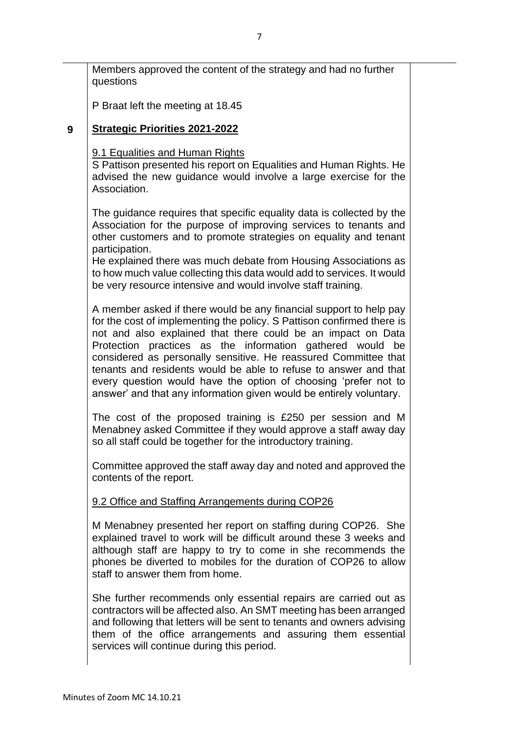Members approved the content of the strategy and had no further questions

P Braat left the meeting at 18.45

## 9 Strategic Priorities 2021-2022

9.1 Equalities and Human Rights

S Pattison presented his report on Equalities and Human Rights. He advised the new guidance would involve a large exercise for the Association.

The guidance requires that specific equality data is collected by the Association for the purpose of improving services to tenants and other customers and to promote strategies on equality and tenant participation.
He explained there was much debate from Housing Associations as to how much value collecting this data would add to services. It would be very resource intensive and would involve staff training.

A member asked if there would be any financial support to help pay for the cost of implementing the policy. S Pattison confirmed there is not and also explained that there could be an impact on Data Protection practices as the information gathered would be considered as personally sensitive. He reassured Committee that tenants and residents would be able to refuse to answer and that every question would have the option of choosing 'prefer not to answer' and that any information given would be entirely voluntary.

The cost of the proposed training is £250 per session and M Menabney asked Committee if they would approve a staff away day so all staff could be together for the introductory training.

Committee approved the staff away day and noted and approved the contents of the report.

9.2 Office and Staffing Arrangements during COP26

M Menabney presented her report on staffing during COP26. She explained travel to work will be difficult around these 3 weeks and although staff are happy to try to come in she recommends the phones be diverted to mobiles for the duration of COP26 to allow staff to answer them from home.

She further recommends only essential repairs are carried out as contractors will be affected also. An SMT meeting has been arranged and following that letters will be sent to tenants and owners advising them of the office arrangements and assuring them essential services will continue during this period.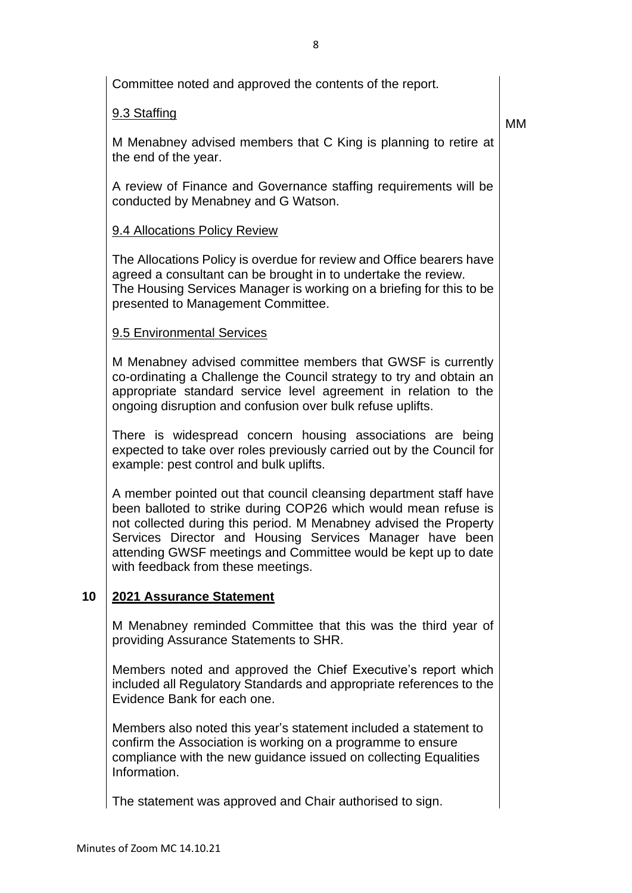Committee noted and approved the contents of the report.

9.3 Staffing

MM

M Menabney advised members that C King is planning to retire at the end of the year.

A review of Finance and Governance staffing requirements will be conducted by Menabney and G Watson.

9.4 Allocations Policy Review

The Allocations Policy is overdue for review and Office bearers have agreed a consultant can be brought in to undertake the review.
The Housing Services Manager is working on a briefing for this to be presented to Management Committee.

9.5 Environmental Services

M Menabney advised committee members that GWSF is currently co-ordinating a Challenge the Council strategy to try and obtain an appropriate standard service level agreement in relation to the ongoing disruption and confusion over bulk refuse uplifts.

There is widespread concern housing associations are being expected to take over roles previously carried out by the Council for example: pest control and bulk uplifts.

A member pointed out that council cleansing department staff have been balloted to strike during COP26 which would mean refuse is not collected during this period. M Menabney advised the Property Services Director and Housing Services Manager have been attending GWSF meetings and Committee would be kept up to date with feedback from these meetings.

## 10 **2021 Assurance Statement**

M Menabney reminded Committee that this was the third year of providing Assurance Statements to SHR.

Members noted and approved the Chief Executive's report which included all Regulatory Standards and appropriate references to the Evidence Bank for each one.

Members also noted this year's statement included a statement to confirm the Association is working on a programme to ensure compliance with the new guidance issued on collecting Equalities Information.

The statement was approved and Chair authorised to sign.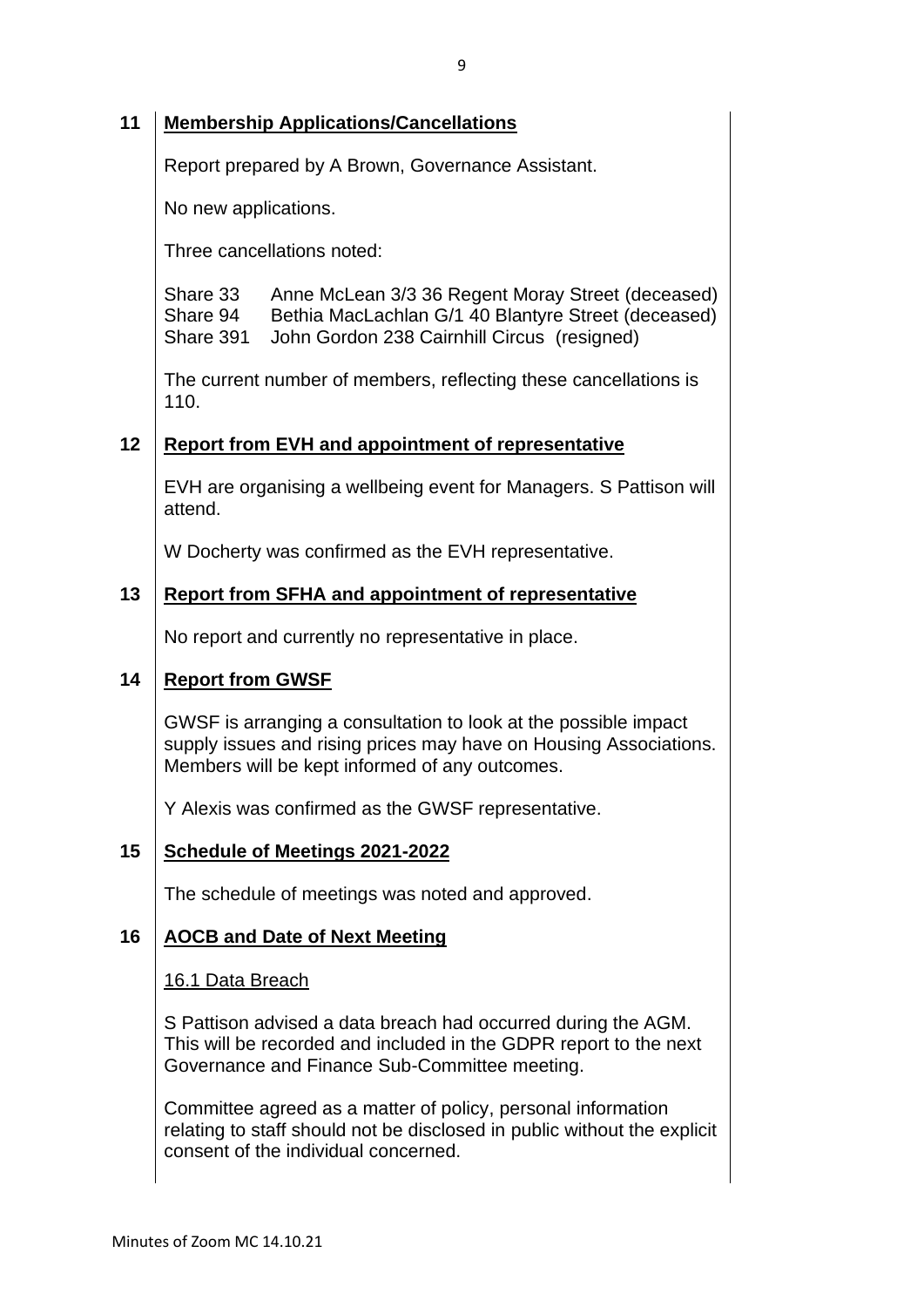## 11 Membership Applications/Cancellations

Report prepared by A Brown, Governance Assistant.

No new applications.

Three cancellations noted:

Share 33 Anne McLean 3/3 36 Regent Moray Street (deceased)
Share 94 Bethia MacLachlan G/1 40 Blantyre Street (deceased)
Share 391 John Gordon 238 Cairnhill Circus (resigned)

The current number of members, reflecting these cancellations is 110.

## 12 Report from EVH and appointment of representative

EVH are organising a wellbeing event for Managers. S Pattison will attend.

W Docherty was confirmed as the EVH representative.

## 13 Report from SFHA and appointment of representative

No report and currently no representative in place.

## 14 Report from GWSF

GWSF is arranging a consultation to look at the possible impact supply issues and rising prices may have on Housing Associations. Members will be kept informed of any outcomes.

Y Alexis was confirmed as the GWSF representative.

## 15 Schedule of Meetings 2021-2022

The schedule of meetings was noted and approved.

## 16 AOCB and Date of Next Meeting

### 16.1 Data Breach

S Pattison advised a data breach had occurred during the AGM. This will be recorded and included in the GDPR report to the next Governance and Finance Sub-Committee meeting.

Committee agreed as a matter of policy, personal information relating to staff should not be disclosed in public without the explicit consent of the individual concerned.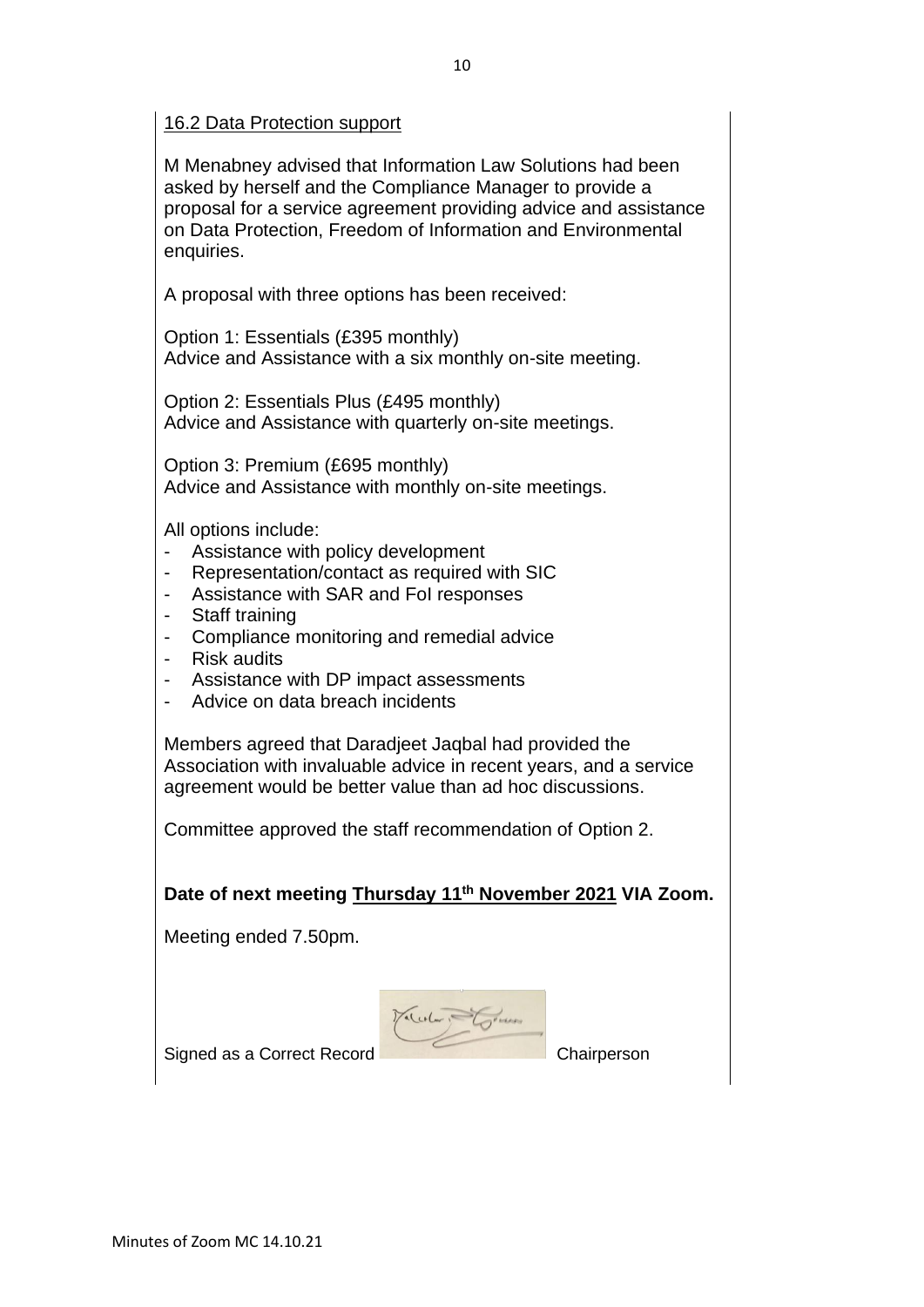16.2 Data Protection support

M Menabney advised that Information Law Solutions had been asked by herself and the Compliance Manager to provide a proposal for a service agreement providing advice and assistance on Data Protection, Freedom of Information and Environmental enquiries.

A proposal with three options has been received:

Option 1: Essentials (£395 monthly)
Advice and Assistance with a six monthly on-site meeting.

Option 2: Essentials Plus (£495 monthly)
Advice and Assistance with quarterly on-site meetings.

Option 3: Premium (£695 monthly)
Advice and Assistance with monthly on-site meetings.

All options include:
- Assistance with policy development
- Representation/contact as required with SIC
- Assistance with SAR and FoI responses
- Staff training
- Compliance monitoring and remedial advice
- Risk audits
- Assistance with DP impact assessments
- Advice on data breach incidents

Members agreed that Daradjeet Jaqbal had provided the Association with invaluable advice in recent years, and a service agreement would be better value than ad hoc discussions.

Committee approved the staff recommendation of Option 2.

**Date of next meeting <u>Thursday 11th November 2021</u> VIA Zoom.**

Meeting ended 7.50pm.

Signed as a Correct Record Chairperson